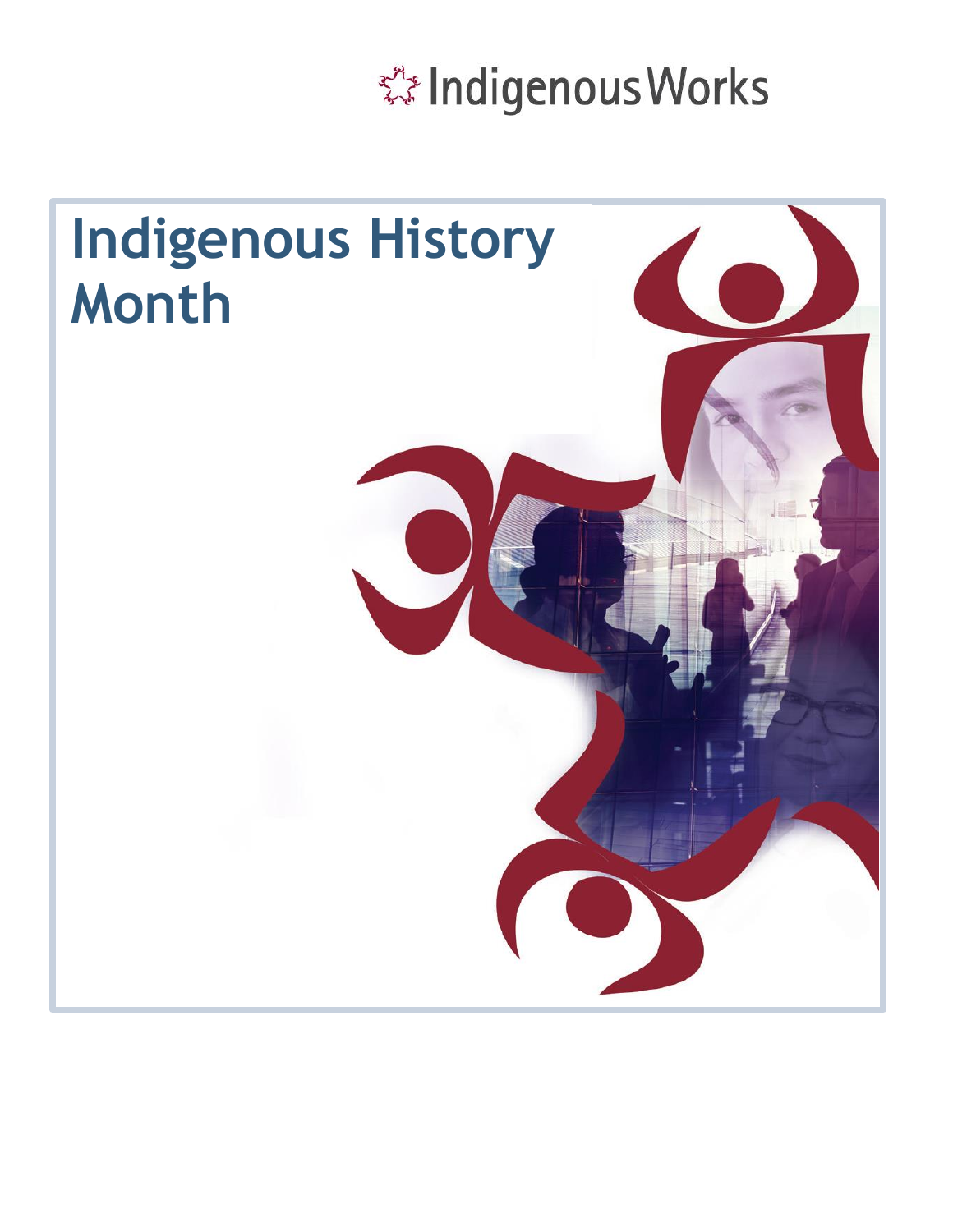Indigenous Works

# Indigenous History Month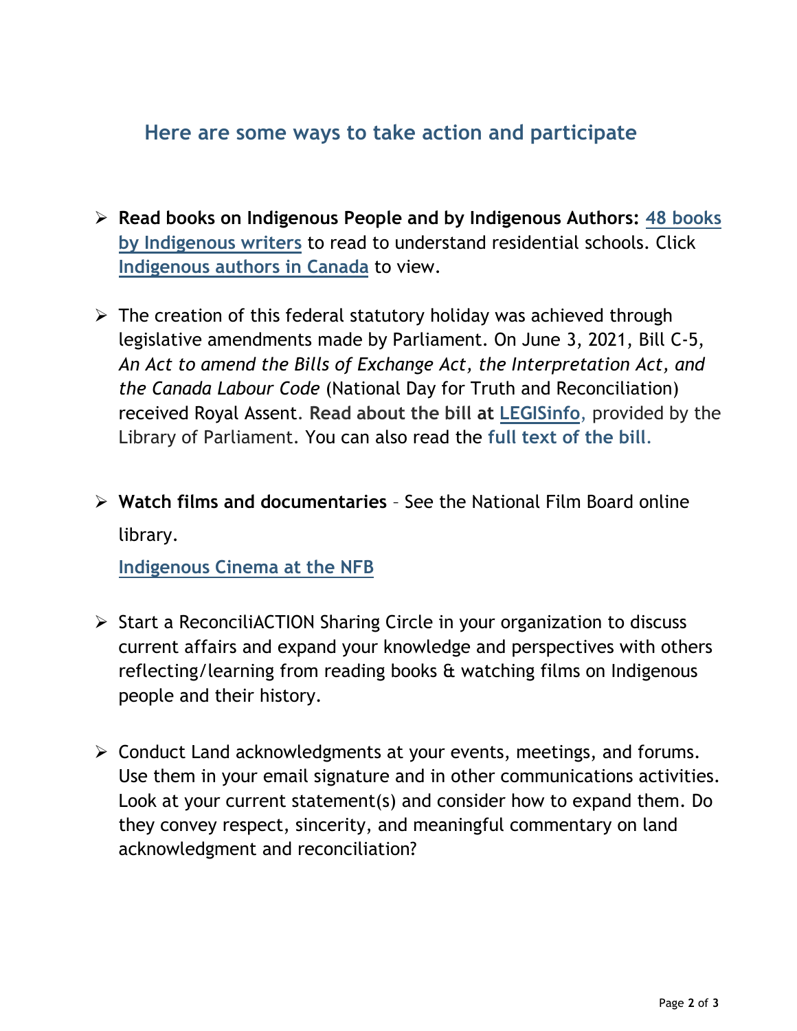## Here are some ways to take action and participate

- **Read books on Indigenous People and by Indigenous Authors:** 48 books by Indigenous writers to read to understand residential schools. Click Indigenous authors in Canada to view.

- The creation of this federal statutory holiday was achieved through legislative amendments made by Parliament. On June 3, 2021, Bill C-5, *An Act to amend the Bills of Exchange Act, the Interpretation Act, and the Canada Labour Code* (National Day for Truth and Reconciliation) received Royal Assent. **Read about the bill at** LEGISinfo, provided by the Library of Parliament. You can also read the **full text of the bill.**

- **Watch films and documentaries** – See the National Film Board online library.

  Indigenous Cinema at the NFB

- Start a ReconciliACTION Sharing Circle in your organization to discuss current affairs and expand your knowledge and perspectives with others reflecting/learning from reading books & watching films on Indigenous people and their history.

- Conduct Land acknowledgments at your events, meetings, and forums. Use them in your email signature and in other communications activities. Look at your current statement(s) and consider how to expand them. Do they convey respect, sincerity, and meaningful commentary on land acknowledgment and reconciliation?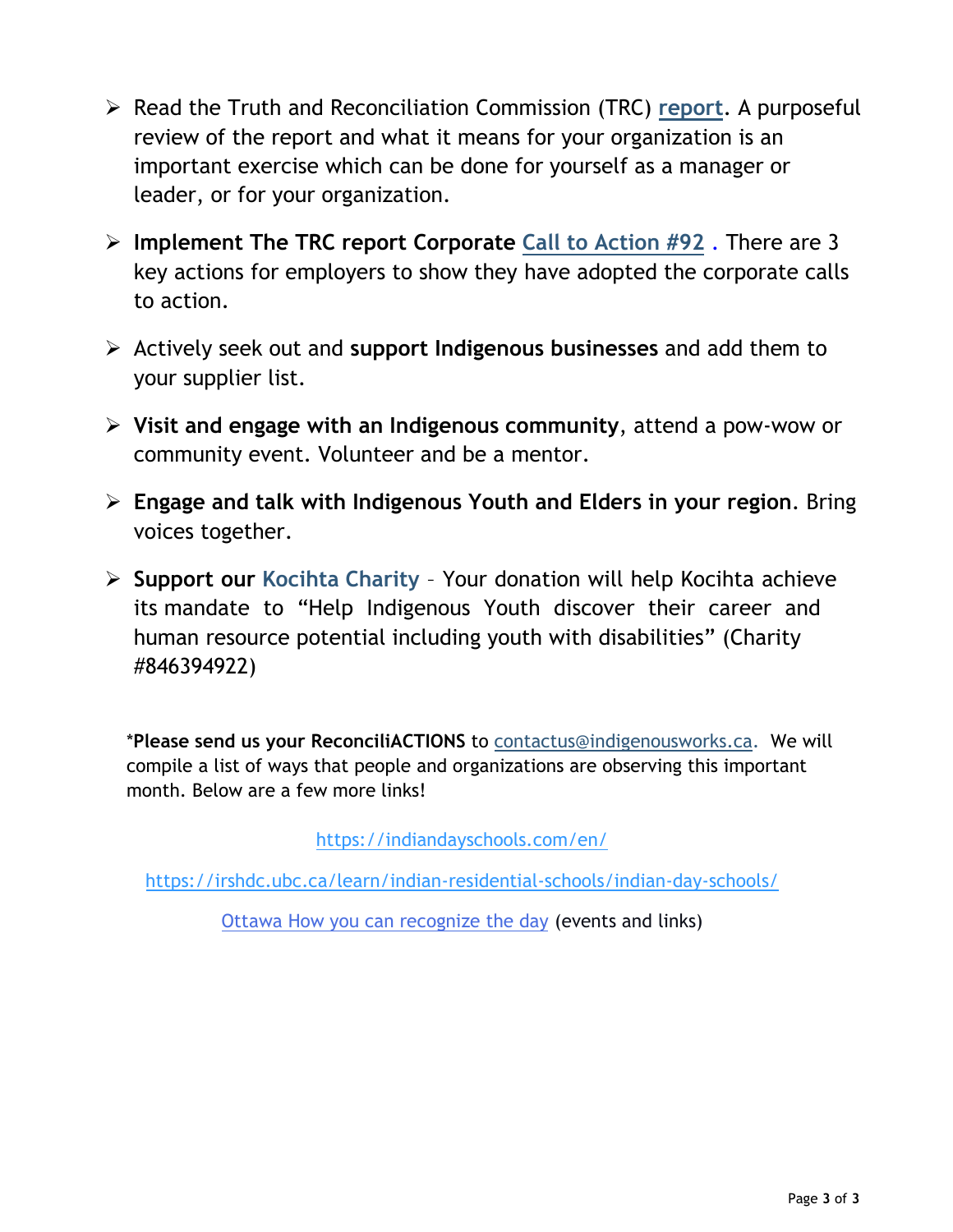- Read the Truth and Reconciliation Commission (TRC) **report**. A purposeful review of the report and what it means for your organization is an important exercise which can be done for yourself as a manager or leader, or for your organization.

- **Implement The TRC report Corporate Call to Action #92 .** There are 3 key actions for employers to show they have adopted the corporate calls to action.

- Actively seek out and **support Indigenous businesses** and add them to your supplier list.

- **Visit and engage with an Indigenous community**, attend a pow-wow or community event. Volunteer and be a mentor.

- **Engage and talk with Indigenous Youth and Elders in your region**. Bring voices together.

- **Support our Kocihta Charity** – Your donation will help Kocihta achieve its mandate to "Help Indigenous Youth discover their career and human resource potential including youth with disabilities" (Charity #846394922)

***Please send us your ReconciliACTIONS** to contactus@indigenousworks.ca. We will compile a list of ways that people and organizations are observing this important month. Below are a few more links!

https://indiandayschools.com/en/

https://irshdc.ubc.ca/learn/indian-residential-schools/indian-day-schools/

Ottawa How you can recognize the day (events and links)